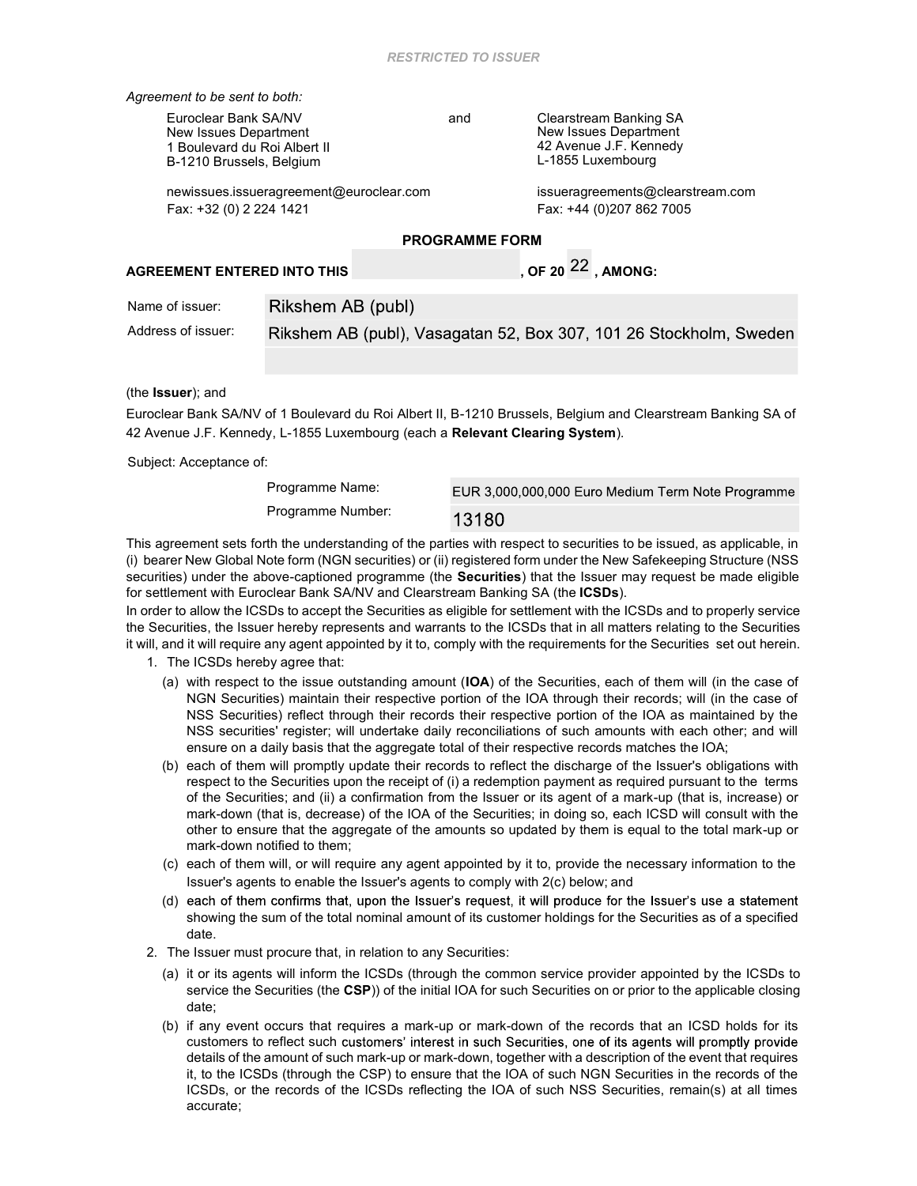*RESTRICTED TO ISSUER*

*Agreement to be sent to both:*

Euroclear Bank SA/NV
New Issues Department
1 Boulevard du Roi Albert II
B-1210 Brussels, Belgium

newissues.issueragreement@euroclear.com
Fax: +32 (0) 2 224 1421

and

Clearstream Banking SA
New Issues Department
42 Avenue J.F. Kennedy
L-1855 Luxembourg

issueragreements@clearstream.com
Fax: +44 (0)207 862 7005

## PROGRAMME FORM

**AGREEMENT ENTERED INTO THIS** ____________, **OF 20** 22 **, AMONG:**

| | |
|---|---|
| Name of issuer: | Rikshem AB (publ) |
| Address of issuer: | Rikshem AB (publ), Vasagatan 52, Box 307, 101 26 Stockholm, Sweden |

(the **Issuer**); and

Euroclear Bank SA/NV of 1 Boulevard du Roi Albert II, B-1210 Brussels, Belgium and Clearstream Banking SA of 42 Avenue J.F. Kennedy, L-1855 Luxembourg (each a **Relevant Clearing System**).

Subject: Acceptance of:

| | |
|---|---|
| Programme Name: | EUR 3,000,000,000 Euro Medium Term Note Programme |
| Programme Number: | 13180 |

This agreement sets forth the understanding of the parties with respect to securities to be issued, as applicable, in (i) bearer New Global Note form (NGN securities) or (ii) registered form under the New Safekeeping Structure (NSS securities) under the above-captioned programme (the **Securities**) that the Issuer may request be made eligible for settlement with Euroclear Bank SA/NV and Clearstream Banking SA (the **ICSDs**).

In order to allow the ICSDs to accept the Securities as eligible for settlement with the ICSDs and to properly service the Securities, the Issuer hereby represents and warrants to the ICSDs that in all matters relating to the Securities it will, and it will require any agent appointed by it to, comply with the requirements for the Securities set out herein.

1. The ICSDs hereby agree that:
   (a) with respect to the issue outstanding amount (**IOA**) of the Securities, each of them will (in the case of NGN Securities) maintain their respective portion of the IOA through their records; will (in the case of NSS Securities) reflect through their records their respective portion of the IOA as maintained by the NSS securities' register; will undertake daily reconciliations of such amounts with each other; and will ensure on a daily basis that the aggregate total of their respective records matches the IOA;
   (b) each of them will promptly update their records to reflect the discharge of the Issuer's obligations with respect to the Securities upon the receipt of (i) a redemption payment as required pursuant to the terms of the Securities; and (ii) a confirmation from the Issuer or its agent of a mark-up (that is, increase) or mark-down (that is, decrease) of the IOA of the Securities; in doing so, each ICSD will consult with the other to ensure that the aggregate of the amounts so updated by them is equal to the total mark-up or mark-down notified to them;
   (c) each of them will, or will require any agent appointed by it to, provide the necessary information to the Issuer's agents to enable the Issuer's agents to comply with 2(c) below; and
   (d) each of them confirms that, upon the Issuer's request, it will produce for the Issuer's use a statement showing the sum of the total nominal amount of its customer holdings for the Securities as of a specified date.
2. The Issuer must procure that, in relation to any Securities:
   (a) it or its agents will inform the ICSDs (through the common service provider appointed by the ICSDs to service the Securities (the **CSP**)) of the initial IOA for such Securities on or prior to the applicable closing date;
   (b) if any event occurs that requires a mark-up or mark-down of the records that an ICSD holds for its customers to reflect such customers' interest in such Securities, one of its agents will promptly provide details of the amount of such mark-up or mark-down, together with a description of the event that requires it, to the ICSDs (through the CSP) to ensure that the IOA of such NGN Securities in the records of the ICSDs, or the records of the ICSDs reflecting the IOA of such NSS Securities, remain(s) at all times accurate;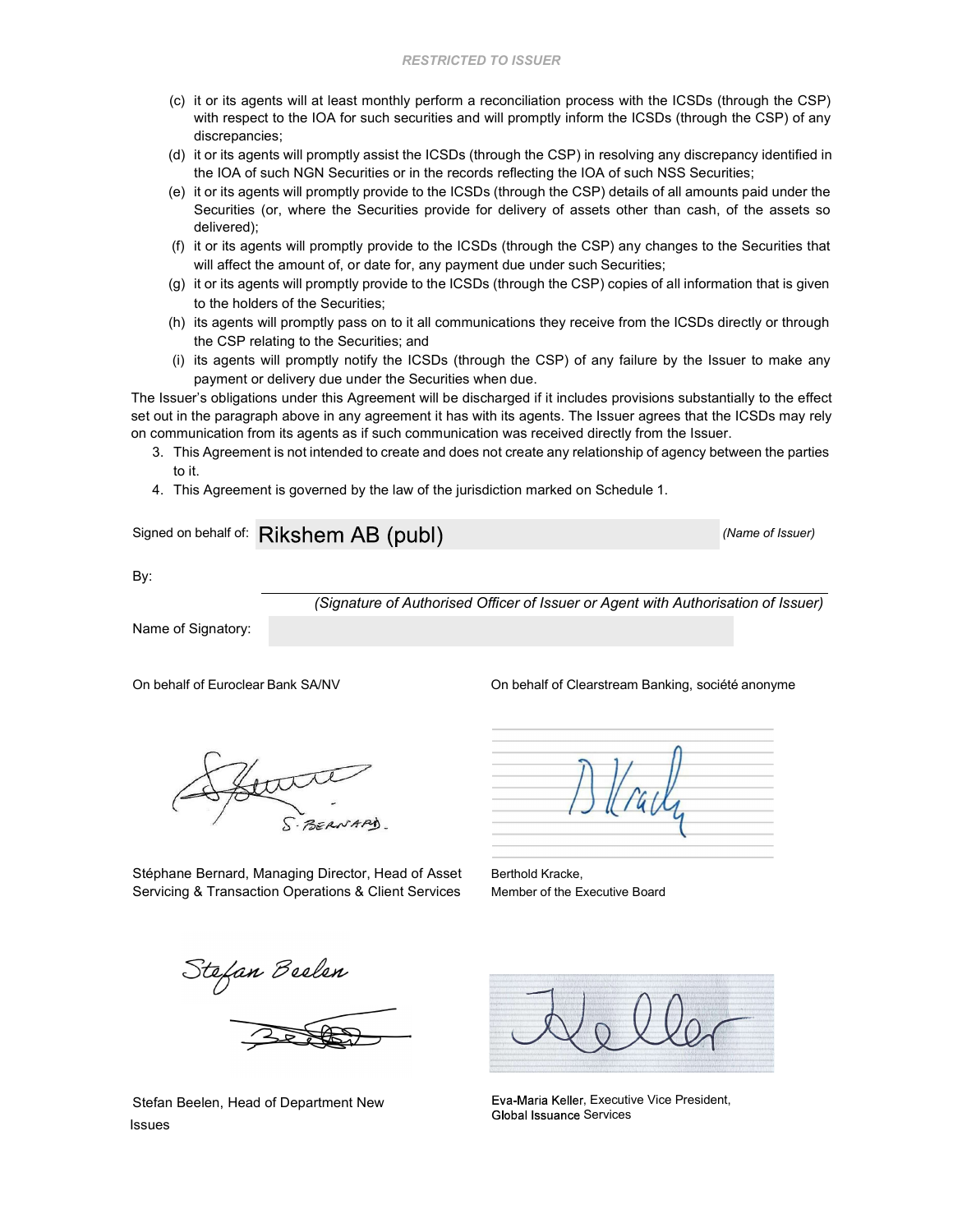(c) it or its agents will at least monthly perform a reconciliation process with the ICSDs (through the CSP) with respect to the IOA for such securities and will promptly inform the ICSDs (through the CSP) of any discrepancies;

(d) it or its agents will promptly assist the ICSDs (through the CSP) in resolving any discrepancy identified in the IOA of such NGN Securities or in the records reflecting the IOA of such NSS Securities;

(e) it or its agents will promptly provide to the ICSDs (through the CSP) details of all amounts paid under the Securities (or, where the Securities provide for delivery of assets other than cash, of the assets so delivered);

(f) it or its agents will promptly provide to the ICSDs (through the CSP) any changes to the Securities that will affect the amount of, or date for, any payment due under such Securities;

(g) it or its agents will promptly provide to the ICSDs (through the CSP) copies of all information that is given to the holders of the Securities;

(h) its agents will promptly pass on to it all communications they receive from the ICSDs directly or through the CSP relating to the Securities; and

(i) its agents will promptly notify the ICSDs (through the CSP) of any failure by the Issuer to make any payment or delivery due under the Securities when due.

The Issuer's obligations under this Agreement will be discharged if it includes provisions substantially to the effect set out in the paragraph above in any agreement it has with its agents. The Issuer agrees that the ICSDs may rely on communication from its agents as if such communication was received directly from the Issuer.

3. This Agreement is not intended to create and does not create any relationship of agency between the parties to it.
4. This Agreement is governed by the law of the jurisdiction marked on Schedule 1.

Signed on behalf of: Rikshem AB (publ) *(Name of Issuer)*

By:

_______________________________________________

*(Signature of Authorised Officer of Issuer or Agent with Authorisation of Issuer)*

Name of Signatory:

On behalf of Euroclear Bank SA/NV

Stéphane Bernard, Managing Director, Head of Asset Servicing & Transaction Operations & Client Services

Stefan Beelen, Head of Department New Issues

On behalf of Clearstream Banking, société anonyme

Berthold Kracke, Member of the Executive Board

Eva-Maria Keller, Executive Vice President, Global Issuance Services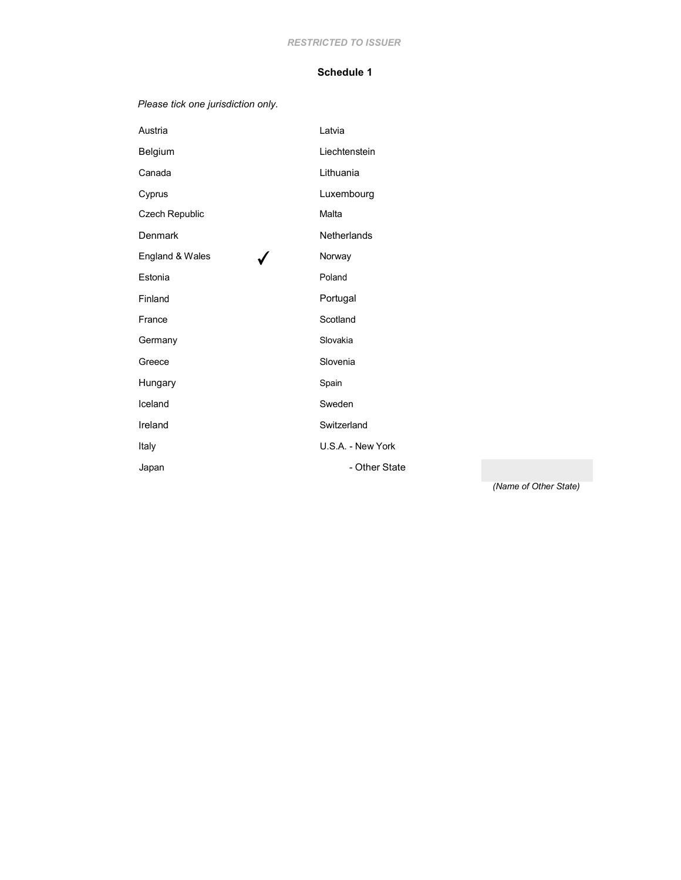*RESTRICTED TO ISSUER*

**Schedule 1**

*Please tick one jurisdiction only.*

| | | | |
|---|---|---|---|
| Austria | | Latvia | |
| Belgium | | Liechtenstein | |
| Canada | | Lithuania | |
| Cyprus | | Luxembourg | |
| Czech Republic | | Malta | |
| Denmark | | Netherlands | |
| England & Wales | ✓ | Norway | |
| Estonia | | Poland | |
| Finland | | Portugal | |
| France | | Scotland | |
| Germany | | Slovakia | |
| Greece | | Slovenia | |
| Hungary | | Spain | |
| Iceland | | Sweden | |
| Ireland | | Switzerland | |
| Italy | | U.S.A. - New York | |
| Japan | | - Other State | *(Name of Other State)* |